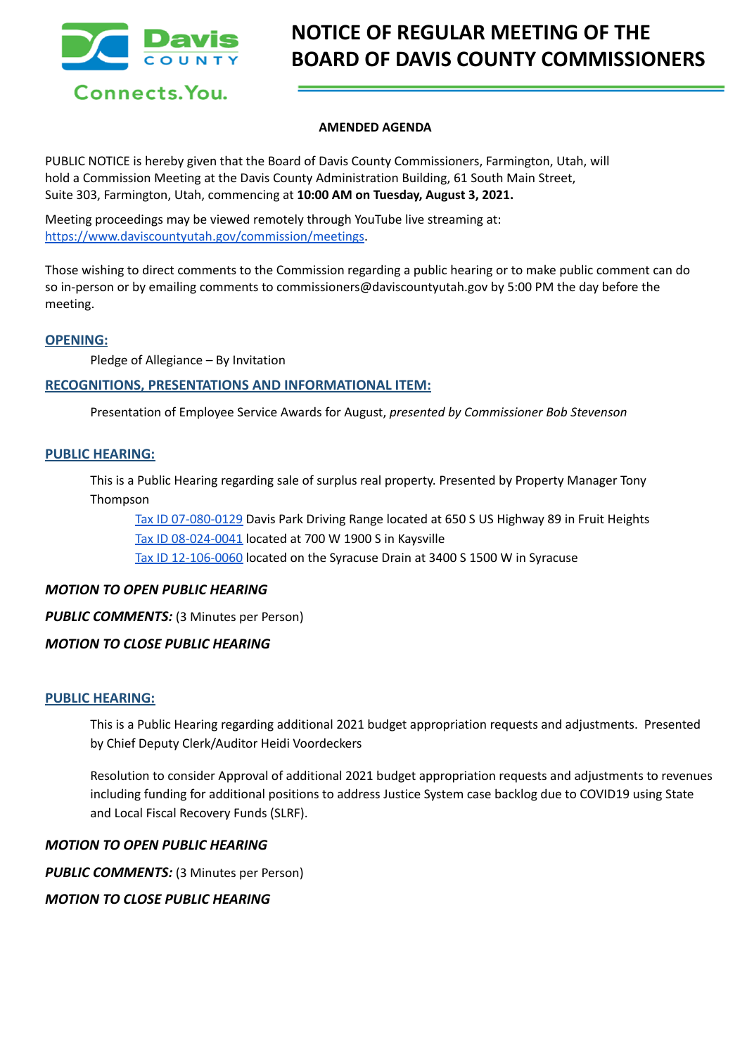# NOTICE OF REGULAR MEETING OF THE BOARD OF DAVIS COUNTY COMMISSIONERS

**AMENDED AGENDA**

PUBLIC NOTICE is hereby given that the Board of Davis County Commissioners, Farmington, Utah, will hold a Commission Meeting at the Davis County Administration Building, 61 South Main Street, Suite 303, Farmington, Utah, commencing at **10:00 AM on Tuesday, August 3, 2021.**

Meeting proceedings may be viewed remotely through YouTube live streaming at: https://www.daviscountyutah.gov/commission/meetings.

Those wishing to direct comments to the Commission regarding a public hearing or to make public comment can do so in-person or by emailing comments to commissioners@daviscountyutah.gov by 5:00 PM the day before the meeting.

## OPENING:

Pledge of Allegiance – By Invitation

## RECOGNITIONS, PRESENTATIONS AND INFORMATIONAL ITEM:

Presentation of Employee Service Awards for August, *presented by Commissioner Bob Stevenson*

## PUBLIC HEARING:

This is a Public Hearing regarding sale of surplus real property. Presented by Property Manager Tony Thompson

Tax ID 07-080-0129 Davis Park Driving Range located at 650 S US Highway 89 in Fruit Heights
Tax ID 08-024-0041 located at 700 W 1900 S in Kaysville
Tax ID 12-106-0060 located on the Syracuse Drain at 3400 S 1500 W in Syracuse

***MOTION TO OPEN PUBLIC HEARING***

***PUBLIC COMMENTS:*** (3 Minutes per Person)

***MOTION TO CLOSE PUBLIC HEARING***

## PUBLIC HEARING:

This is a Public Hearing regarding additional 2021 budget appropriation requests and adjustments. Presented by Chief Deputy Clerk/Auditor Heidi Voordeckers

Resolution to consider Approval of additional 2021 budget appropriation requests and adjustments to revenues including funding for additional positions to address Justice System case backlog due to COVID19 using State and Local Fiscal Recovery Funds (SLRF).

***MOTION TO OPEN PUBLIC HEARING***

***PUBLIC COMMENTS:*** (3 Minutes per Person)

***MOTION TO CLOSE PUBLIC HEARING***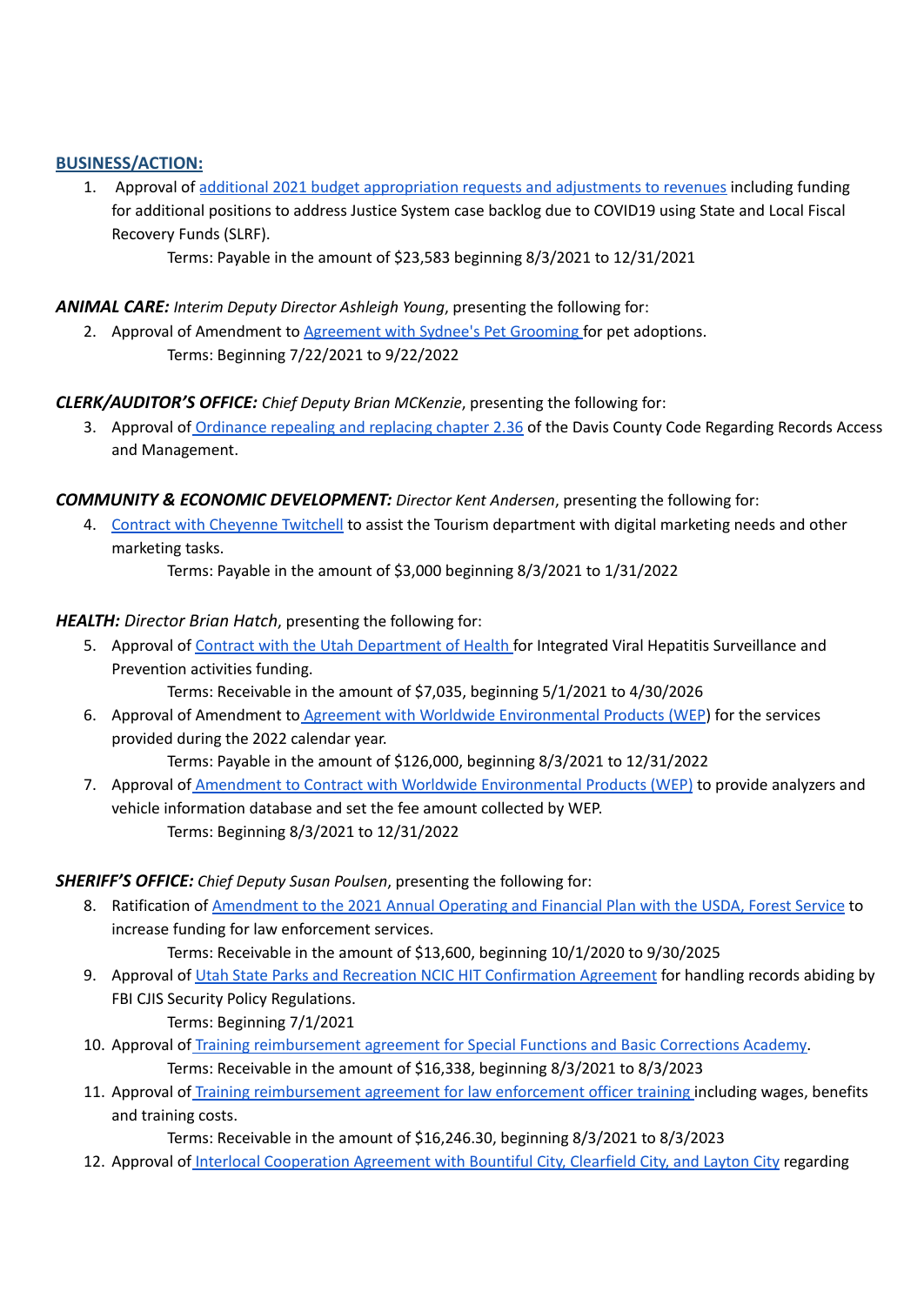## BUSINESS/ACTION:

1. Approval of additional 2021 budget appropriation requests and adjustments to revenues including funding for additional positions to address Justice System case backlog due to COVID19 using State and Local Fiscal Recovery Funds (SLRF).

   Terms: Payable in the amount of $23,583 beginning 8/3/2021 to 12/31/2021

***ANIMAL CARE:*** *Interim Deputy Director Ashleigh Young*, presenting the following for:

2. Approval of Amendment to Agreement with Sydnee's Pet Grooming for pet adoptions.

   Terms: Beginning 7/22/2021 to 9/22/2022

***CLERK/AUDITOR'S OFFICE:*** *Chief Deputy Brian MCKenzie*, presenting the following for:

3. Approval of Ordinance repealing and replacing chapter 2.36 of the Davis County Code Regarding Records Access and Management.

***COMMUNITY & ECONOMIC DEVELOPMENT:*** *Director Kent Andersen*, presenting the following for:

4. Contract with Cheyenne Twitchell to assist the Tourism department with digital marketing needs and other marketing tasks.

   Terms: Payable in the amount of $3,000 beginning 8/3/2021 to 1/31/2022

***HEALTH:*** *Director Brian Hatch*, presenting the following for:

5. Approval of Contract with the Utah Department of Health for Integrated Viral Hepatitis Surveillance and Prevention activities funding.

   Terms: Receivable in the amount of $7,035, beginning 5/1/2021 to 4/30/2026

6. Approval of Amendment to Agreement with Worldwide Environmental Products (WEP) for the services provided during the 2022 calendar year.

   Terms: Payable in the amount of $126,000, beginning 8/3/2021 to 12/31/2022

7. Approval of Amendment to Contract with Worldwide Environmental Products (WEP) to provide analyzers and vehicle information database and set the fee amount collected by WEP.

   Terms: Beginning 8/3/2021 to 12/31/2022

***SHERIFF'S OFFICE:*** *Chief Deputy Susan Poulsen*, presenting the following for:

8. Ratification of Amendment to the 2021 Annual Operating and Financial Plan with the USDA, Forest Service to increase funding for law enforcement services.

   Terms: Receivable in the amount of $13,600, beginning 10/1/2020 to 9/30/2025

9. Approval of Utah State Parks and Recreation NCIC HIT Confirmation Agreement for handling records abiding by FBI CJIS Security Policy Regulations.

   Terms: Beginning 7/1/2021

10. Approval of Training reimbursement agreement for Special Functions and Basic Corrections Academy.

    Terms: Receivable in the amount of $16,338, beginning 8/3/2021 to 8/3/2023

11. Approval of Training reimbursement agreement for law enforcement officer training including wages, benefits and training costs.

    Terms: Receivable in the amount of $16,246.30, beginning 8/3/2021 to 8/3/2023

12. Approval of Interlocal Cooperation Agreement with Bountiful City, Clearfield City, and Layton City regarding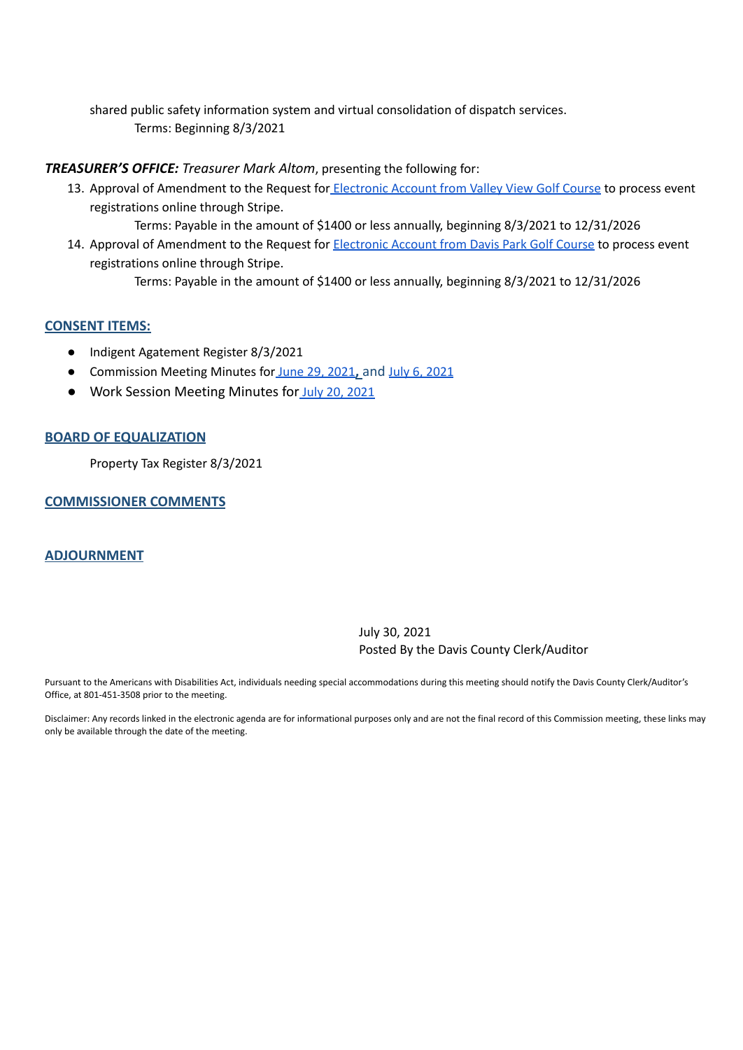shared public safety information system and virtual consolidation of dispatch services.

Terms: Beginning 8/3/2021

***TREASURER'S OFFICE:*** *Treasurer Mark Altom*, presenting the following for:

13. Approval of Amendment to the Request for Electronic Account from Valley View Golf Course to process event registrations online through Stripe.

    Terms: Payable in the amount of $1400 or less annually, beginning 8/3/2021 to 12/31/2026

14. Approval of Amendment to the Request for Electronic Account from Davis Park Golf Course to process event registrations online through Stripe.

    Terms: Payable in the amount of $1400 or less annually, beginning 8/3/2021 to 12/31/2026

## CONSENT ITEMS:

- Indigent Agatement Register 8/3/2021
- Commission Meeting Minutes for June 29, 2021, and July 6, 2021
- Work Session Meeting Minutes for July 20, 2021

## BOARD OF EQUALIZATION

Property Tax Register 8/3/2021

## COMMISSIONER COMMENTS

## ADJOURNMENT

July 30, 2021
Posted By the Davis County Clerk/Auditor

Pursuant to the Americans with Disabilities Act, individuals needing special accommodations during this meeting should notify the Davis County Clerk/Auditor's Office, at 801-451-3508 prior to the meeting.

Disclaimer: Any records linked in the electronic agenda are for informational purposes only and are not the final record of this Commission meeting, these links may only be available through the date of the meeting.